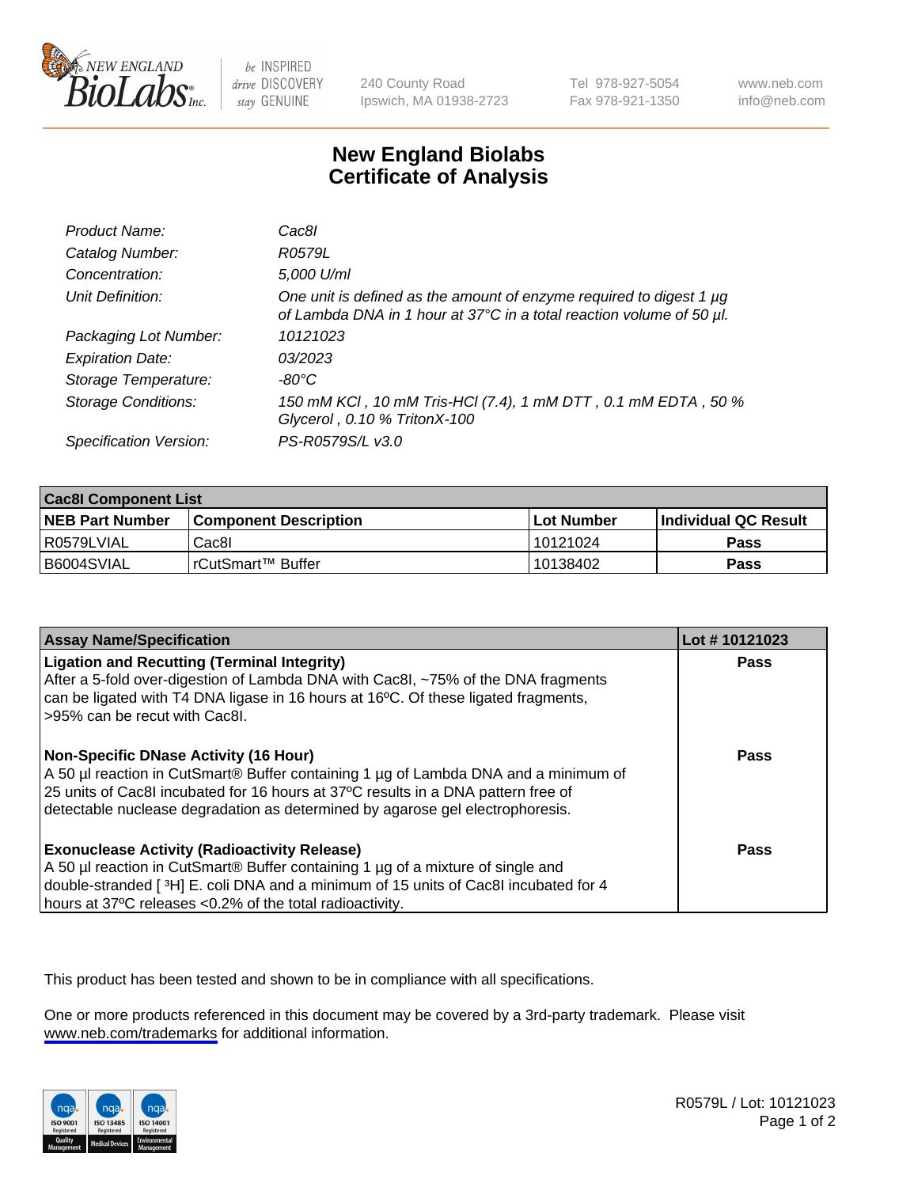# New England Biolabs
## Certificate of Analysis

| | |
|---|---|
| *Product Name:* | *Cac8I* |
| *Catalog Number:* | *R0579L* |
| *Concentration:* | *5,000 U/ml* |
| *Unit Definition:* | *One unit is defined as the amount of enzyme required to digest 1 µg of Lambda DNA in 1 hour at 37°C in a total reaction volume of 50 µl.* |
| *Packaging Lot Number:* | *10121023* |
| *Expiration Date:* | *03/2023* |
| *Storage Temperature:* | *-80°C* |
| *Storage Conditions:* | *150 mM KCl , 10 mM Tris-HCl (7.4), 1 mM DTT , 0.1 mM EDTA , 50 % Glycerol , 0.10 % TritonX-100* |
| *Specification Version:* | *PS-R0579S/L v3.0* |

| **Cac8I Component List** | | | |
|---|---|---|---|
| **NEB Part Number** | **Component Description** | **Lot Number** | **Individual QC Result** |
| R0579LVIAL | Cac8I | 10121024 | **Pass** |
| B6004SVIAL | rCutSmart™ Buffer | 10138402 | **Pass** |

| **Assay Name/Specification** | **Lot # 10121023** |
|---|---|
| **Ligation and Recutting (Terminal Integrity)** After a 5-fold over-digestion of Lambda DNA with Cac8I, ~75% of the DNA fragments can be ligated with T4 DNA ligase in 16 hours at 16ºC. Of these ligated fragments, >95% can be recut with Cac8I. | **Pass** |
| **Non-Specific DNase Activity (16 Hour)** A 50 µl reaction in CutSmart® Buffer containing 1 µg of Lambda DNA and a minimum of 25 units of Cac8I incubated for 16 hours at 37ºC results in a DNA pattern free of detectable nuclease degradation as determined by agarose gel electrophoresis. | **Pass** |
| **Exonuclease Activity (Radioactivity Release)** A 50 µl reaction in CutSmart® Buffer containing 1 µg of a mixture of single and double-stranded [ $^3$H] E. coli DNA and a minimum of 15 units of Cac8I incubated for 4 hours at 37ºC releases <0.2% of the total radioactivity. | **Pass** |

This product has been tested and shown to be in compliance with all specifications.

One or more products referenced in this document may be covered by a 3rd-party trademark. Please visit www.neb.com/trademarks for additional information.

R0579L / Lot: 10121023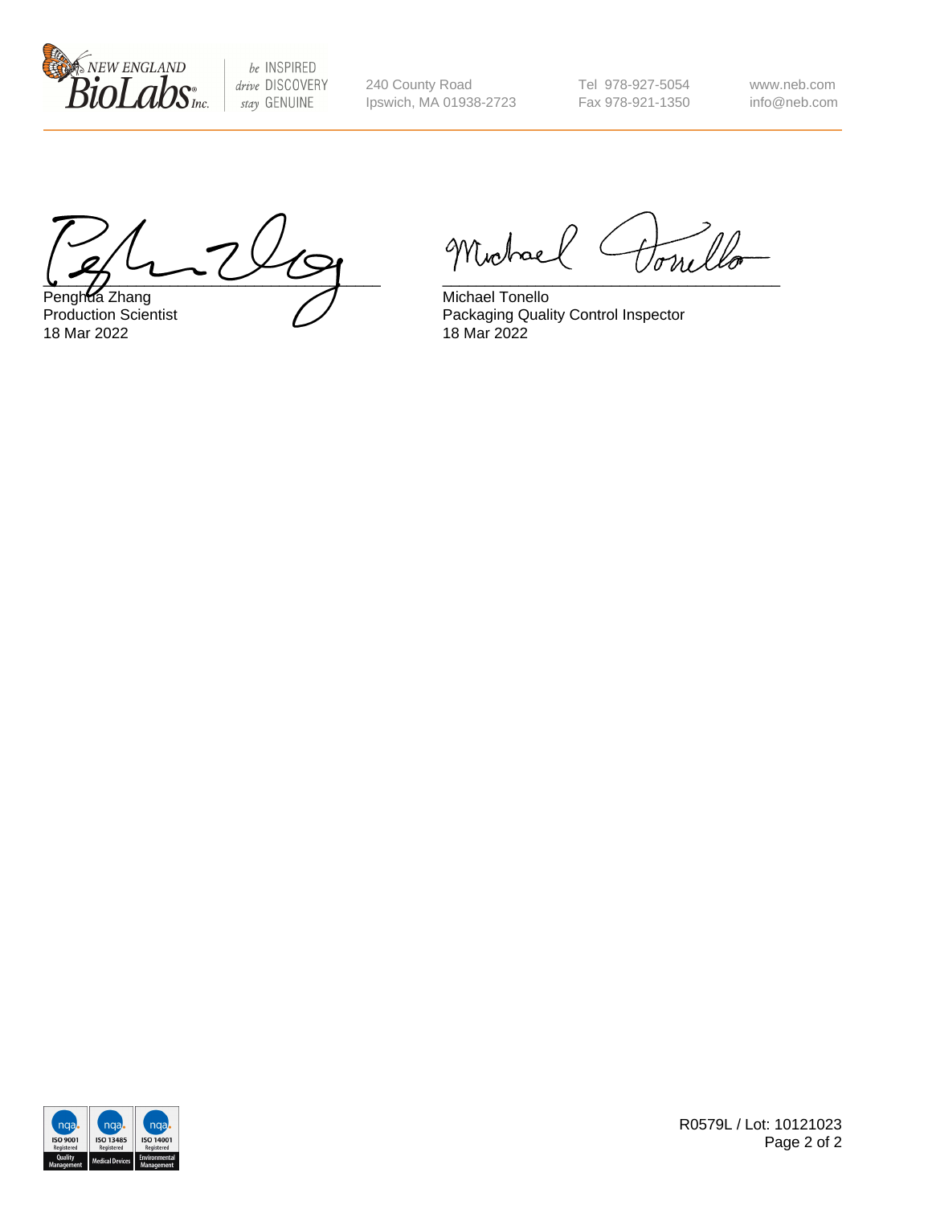Penghua Zhang
Production Scientist
18 Mar 2022

Michael Tonello
Packaging Quality Control Inspector
18 Mar 2022

R0579L / Lot: 10121023